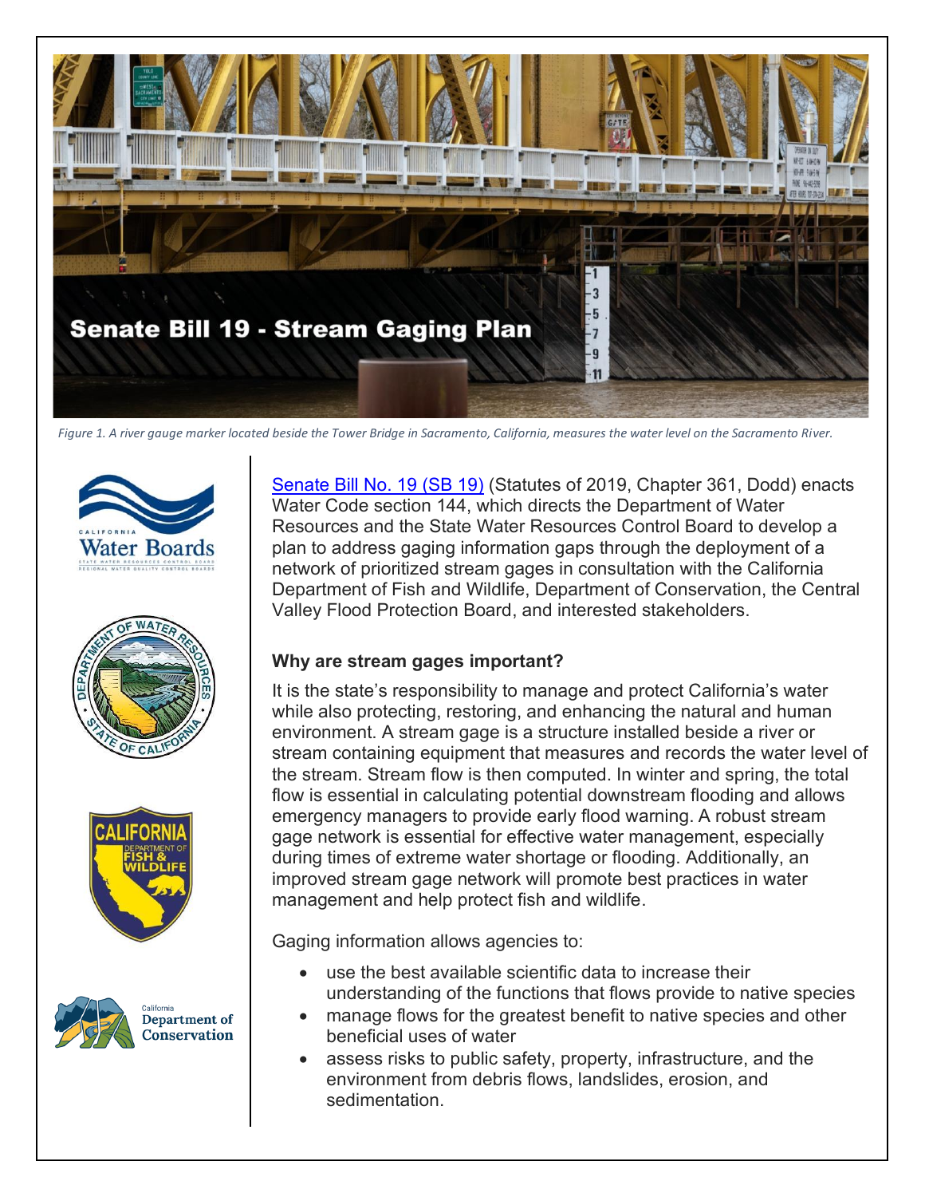# Senate Bill 19 - Stream Gaging Plan

*Figure 1. A river gauge marker located beside the Tower Bridge in Sacramento, California, measures the water level on the Sacramento River.*

[Senate Bill No. 19 (SB 19)](#) (Statutes of 2019, Chapter 361, Dodd) enacts Water Code section 144, which directs the Department of Water Resources and the State Water Resources Control Board to develop a plan to address gaging information gaps through the deployment of a network of prioritized stream gages in consultation with the California Department of Fish and Wildlife, Department of Conservation, the Central Valley Flood Protection Board, and interested stakeholders.

### Why are stream gages important?

It is the state's responsibility to manage and protect California's water while also protecting, restoring, and enhancing the natural and human environment. A stream gage is a structure installed beside a river or stream containing equipment that measures and records the water level of the stream. Stream flow is then computed. In winter and spring, the total flow is essential in calculating potential downstream flooding and allows emergency managers to provide early flood warning. A robust stream gage network is essential for effective water management, especially during times of extreme water shortage or flooding. Additionally, an improved stream gage network will promote best practices in water management and help protect fish and wildlife.

Gaging information allows agencies to:

- use the best available scientific data to increase their understanding of the functions that flows provide to native species
- manage flows for the greatest benefit to native species and other beneficial uses of water
- assess risks to public safety, property, infrastructure, and the environment from debris flows, landslides, erosion, and sedimentation.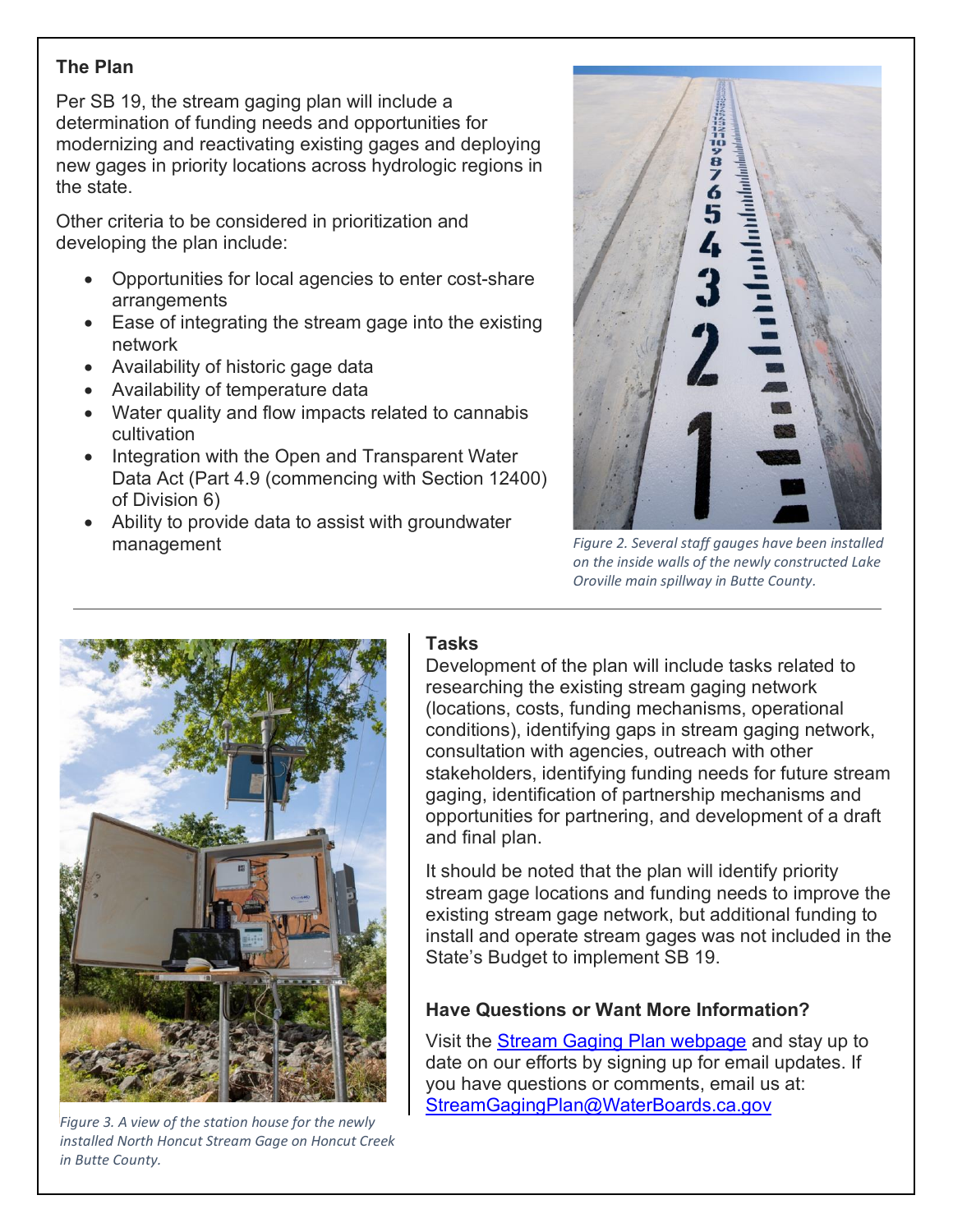## The Plan

Per SB 19, the stream gaging plan will include a determination of funding needs and opportunities for modernizing and reactivating existing gages and deploying new gages in priority locations across hydrologic regions in the state.

Other criteria to be considered in prioritization and developing the plan include:

- Opportunities for local agencies to enter cost-share arrangements
- Ease of integrating the stream gage into the existing network
- Availability of historic gage data
- Availability of temperature data
- Water quality and flow impacts related to cannabis cultivation
- Integration with the Open and Transparent Water Data Act (Part 4.9 (commencing with Section 12400) of Division 6)
- Ability to provide data to assist with groundwater management

*Figure 2. Several staff gauges have been installed on the inside walls of the newly constructed Lake Oroville main spillway in Butte County.*

*Figure 3. A view of the station house for the newly installed North Honcut Stream Gage on Honcut Creek in Butte County.*

## Tasks

Development of the plan will include tasks related to researching the existing stream gaging network (locations, costs, funding mechanisms, operational conditions), identifying gaps in stream gaging network, consultation with agencies, outreach with other stakeholders, identifying funding needs for future stream gaging, identification of partnership mechanisms and opportunities for partnering, and development of a draft and final plan.

It should be noted that the plan will identify priority stream gage locations and funding needs to improve the existing stream gage network, but additional funding to install and operate stream gages was not included in the State's Budget to implement SB 19.

### Have Questions or Want More Information?

Visit the Stream Gaging Plan webpage and stay up to date on our efforts by signing up for email updates. If you have questions or comments, email us at: StreamGagingPlan@WaterBoards.ca.gov